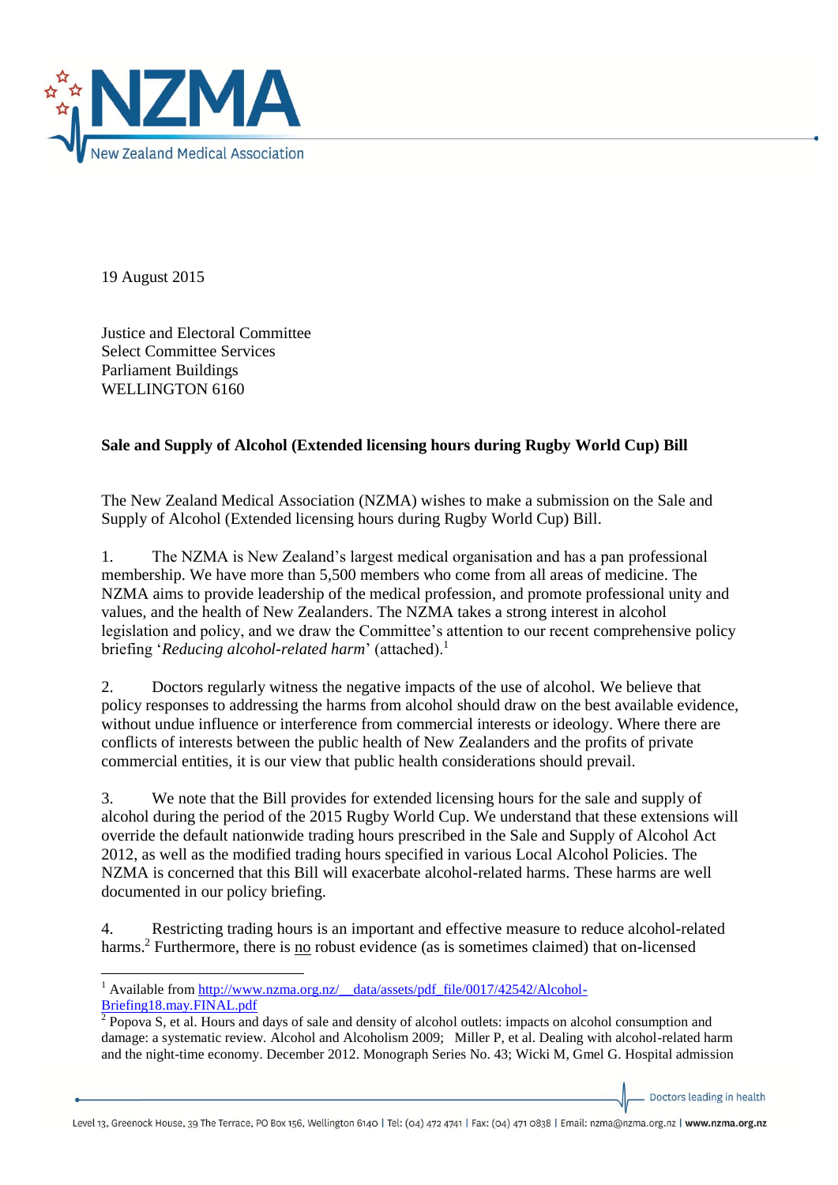19 August 2015

Justice and Electoral Committee
Select Committee Services
Parliament Buildings
WELLINGTON 6160

**Sale and Supply of Alcohol (Extended licensing hours during Rugby World Cup) Bill**

The New Zealand Medical Association (NZMA) wishes to make a submission on the Sale and Supply of Alcohol (Extended licensing hours during Rugby World Cup) Bill.

1. The NZMA is New Zealand's largest medical organisation and has a pan professional membership. We have more than 5,500 members who come from all areas of medicine. The NZMA aims to provide leadership of the medical profession, and promote professional unity and values, and the health of New Zealanders. The NZMA takes a strong interest in alcohol legislation and policy, and we draw the Committee's attention to our recent comprehensive policy briefing '*Reducing alcohol-related harm*' (attached).[1]

2. Doctors regularly witness the negative impacts of the use of alcohol. We believe that policy responses to addressing the harms from alcohol should draw on the best available evidence, without undue influence or interference from commercial interests or ideology. Where there are conflicts of interests between the public health of New Zealanders and the profits of private commercial entities, it is our view that public health considerations should prevail.

3. We note that the Bill provides for extended licensing hours for the sale and supply of alcohol during the period of the 2015 Rugby World Cup. We understand that these extensions will override the default nationwide trading hours prescribed in the Sale and Supply of Alcohol Act 2012, as well as the modified trading hours specified in various Local Alcohol Policies. The NZMA is concerned that this Bill will exacerbate alcohol-related harms. These harms are well documented in our policy briefing.

4. Restricting trading hours is an important and effective measure to reduce alcohol-related harms.[2] Furthermore, there is <u>no</u> robust evidence (as is sometimes claimed) that on-licensed

---

[1] Available from http://www.nzma.org.nz/__data/assets/pdf_file/0017/42542/Alcohol-Briefing18.may.FINAL.pdf

[2] Popova S, et al. Hours and days of sale and density of alcohol outlets: impacts on alcohol consumption and damage: a systematic review. Alcohol and Alcoholism 2009; Miller P, et al. Dealing with alcohol-related harm and the night-time economy. December 2012. Monograph Series No. 43; Wicki M, Gmel G. Hospital admission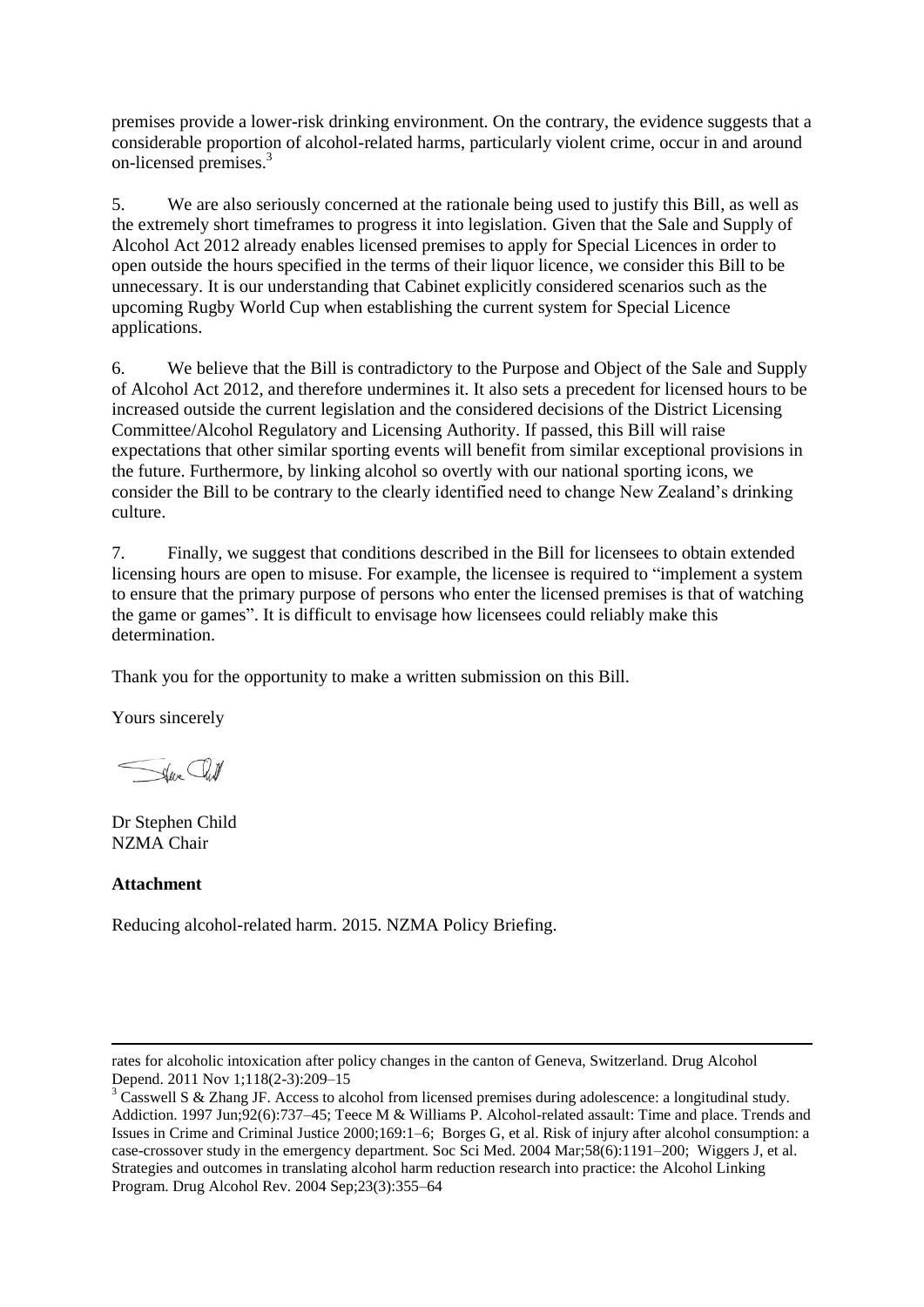premises provide a lower-risk drinking environment. On the contrary, the evidence suggests that a considerable proportion of alcohol-related harms, particularly violent crime, occur in and around on-licensed premises.[3]

5. We are also seriously concerned at the rationale being used to justify this Bill, as well as the extremely short timeframes to progress it into legislation. Given that the Sale and Supply of Alcohol Act 2012 already enables licensed premises to apply for Special Licences in order to open outside the hours specified in the terms of their liquor licence, we consider this Bill to be unnecessary. It is our understanding that Cabinet explicitly considered scenarios such as the upcoming Rugby World Cup when establishing the current system for Special Licence applications.

6. We believe that the Bill is contradictory to the Purpose and Object of the Sale and Supply of Alcohol Act 2012, and therefore undermines it. It also sets a precedent for licensed hours to be increased outside the current legislation and the considered decisions of the District Licensing Committee/Alcohol Regulatory and Licensing Authority. If passed, this Bill will raise expectations that other similar sporting events will benefit from similar exceptional provisions in the future. Furthermore, by linking alcohol so overtly with our national sporting icons, we consider the Bill to be contrary to the clearly identified need to change New Zealand's drinking culture.

7. Finally, we suggest that conditions described in the Bill for licensees to obtain extended licensing hours are open to misuse. For example, the licensee is required to "implement a system to ensure that the primary purpose of persons who enter the licensed premises is that of watching the game or games". It is difficult to envisage how licensees could reliably make this determination.

Thank you for the opportunity to make a written submission on this Bill.

Yours sincerely

Dr Stephen Child
NZMA Chair

**Attachment**

Reducing alcohol-related harm. 2015. NZMA Policy Briefing.

---

rates for alcoholic intoxication after policy changes in the canton of Geneva, Switzerland. Drug Alcohol Depend. 2011 Nov 1;118(2-3):209–15

[3] Casswell S & Zhang JF. Access to alcohol from licensed premises during adolescence: a longitudinal study. Addiction. 1997 Jun;92(6):737–45; Teece M & Williams P. Alcohol-related assault: Time and place. Trends and Issues in Crime and Criminal Justice 2000;169:1–6; Borges G, et al. Risk of injury after alcohol consumption: a case-crossover study in the emergency department. Soc Sci Med. 2004 Mar;58(6):1191–200; Wiggers J, et al. Strategies and outcomes in translating alcohol harm reduction research into practice: the Alcohol Linking Program. Drug Alcohol Rev. 2004 Sep;23(3):355–64